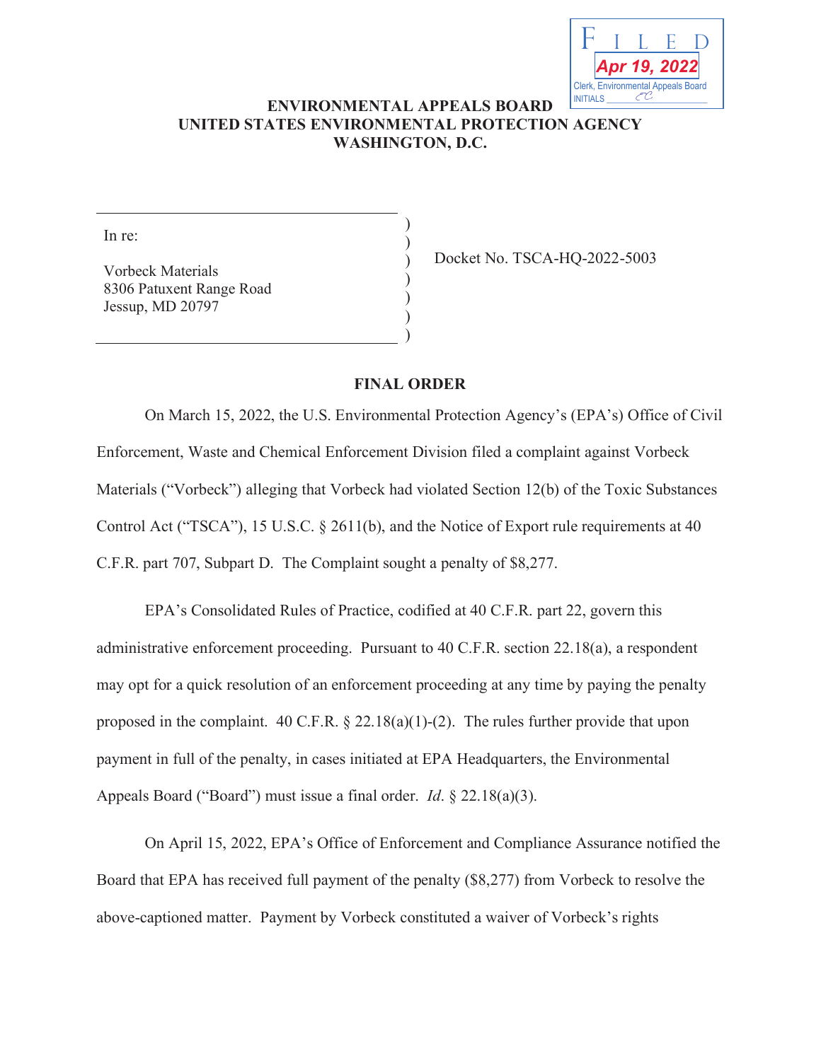FILED
Apr 19, 2022
Clerk, Environmental Appeals Board
INITIALS CC

**ENVIRONMENTAL APPEALS BOARD**
**UNITED STATES ENVIRONMENTAL PROTECTION AGENCY**
**WASHINGTON, D.C.**

| | |
|---|---|
| In re:<br><br>Vorbeck Materials<br>8306 Patuxent Range Road<br>Jessup, MD 20797 | Docket No. TSCA-HQ-2022-5003 |

**FINAL ORDER**

On March 15, 2022, the U.S. Environmental Protection Agency's (EPA's) Office of Civil Enforcement, Waste and Chemical Enforcement Division filed a complaint against Vorbeck Materials ("Vorbeck") alleging that Vorbeck had violated Section 12(b) of the Toxic Substances Control Act ("TSCA"), 15 U.S.C. § 2611(b), and the Notice of Export rule requirements at 40 C.F.R. part 707, Subpart D. The Complaint sought a penalty of $8,277.

EPA's Consolidated Rules of Practice, codified at 40 C.F.R. part 22, govern this administrative enforcement proceeding. Pursuant to 40 C.F.R. section 22.18(a), a respondent may opt for a quick resolution of an enforcement proceeding at any time by paying the penalty proposed in the complaint. 40 C.F.R. § 22.18(a)(1)-(2). The rules further provide that upon payment in full of the penalty, in cases initiated at EPA Headquarters, the Environmental Appeals Board ("Board") must issue a final order. *Id*. § 22.18(a)(3).

On April 15, 2022, EPA's Office of Enforcement and Compliance Assurance notified the Board that EPA has received full payment of the penalty ($8,277) from Vorbeck to resolve the above-captioned matter. Payment by Vorbeck constituted a waiver of Vorbeck's rights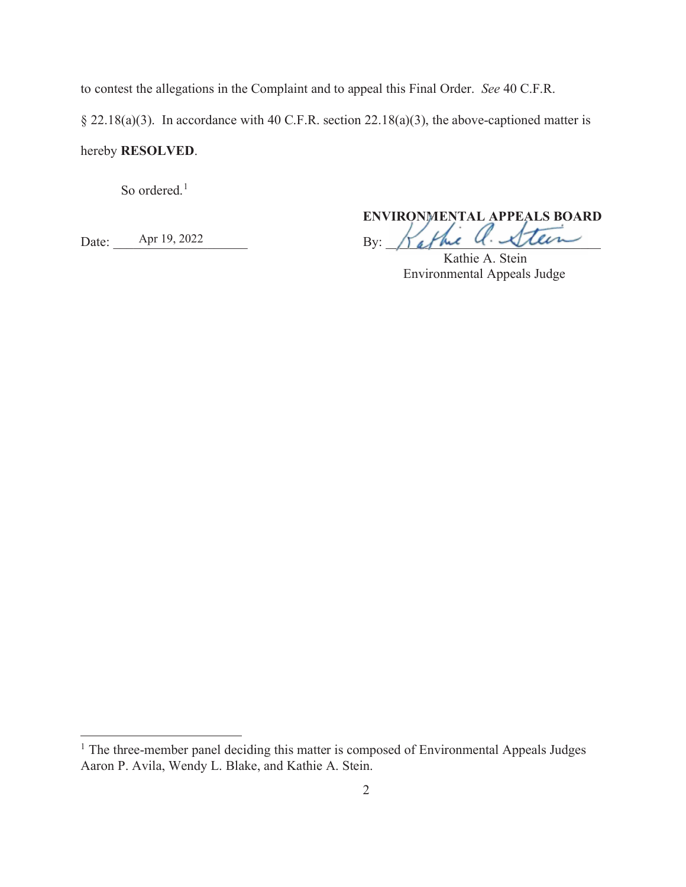to contest the allegations in the Complaint and to appeal this Final Order. *See* 40 C.F.R. § 22.18(a)(3). In accordance with 40 C.F.R. section 22.18(a)(3), the above-captioned matter is hereby **RESOLVED**.

So ordered.[1]

**ENVIRONMENTAL APPEALS BOARD**

Date: Apr 19, 2022

By: ______________________
Kathie A. Stein
Environmental Appeals Judge

---

[1] The three-member panel deciding this matter is composed of Environmental Appeals Judges Aaron P. Avila, Wendy L. Blake, and Kathie A. Stein.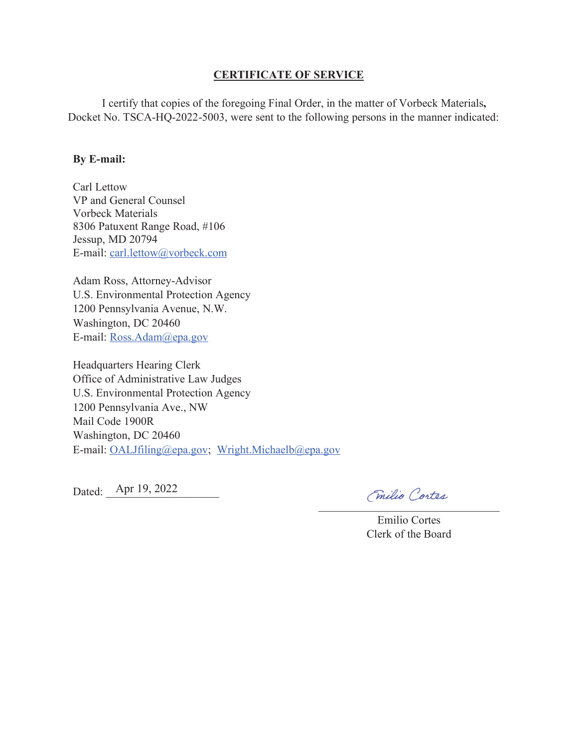# CERTIFICATE OF SERVICE

I certify that copies of the foregoing Final Order, in the matter of Vorbeck Materials**,** Docket No. TSCA-HQ-2022-5003, were sent to the following persons in the manner indicated:

**By E-mail:**

Carl Lettow
VP and General Counsel
Vorbeck Materials
8306 Patuxent Range Road, #106
Jessup, MD 20794
E-mail: carl.lettow@vorbeck.com

Adam Ross, Attorney-Advisor
U.S. Environmental Protection Agency
1200 Pennsylvania Avenue, N.W.
Washington, DC 20460
E-mail: Ross.Adam@epa.gov

Headquarters Hearing Clerk
Office of Administrative Law Judges
U.S. Environmental Protection Agency
1200 Pennsylvania Ave., NW
Mail Code 1900R
Washington, DC 20460
E-mail: OALJfiling@epa.gov; Wright.Michaelb@epa.gov

Dated: Apr 19, 2022

Emilio Cortes
Emilio Cortes
Clerk of the Board